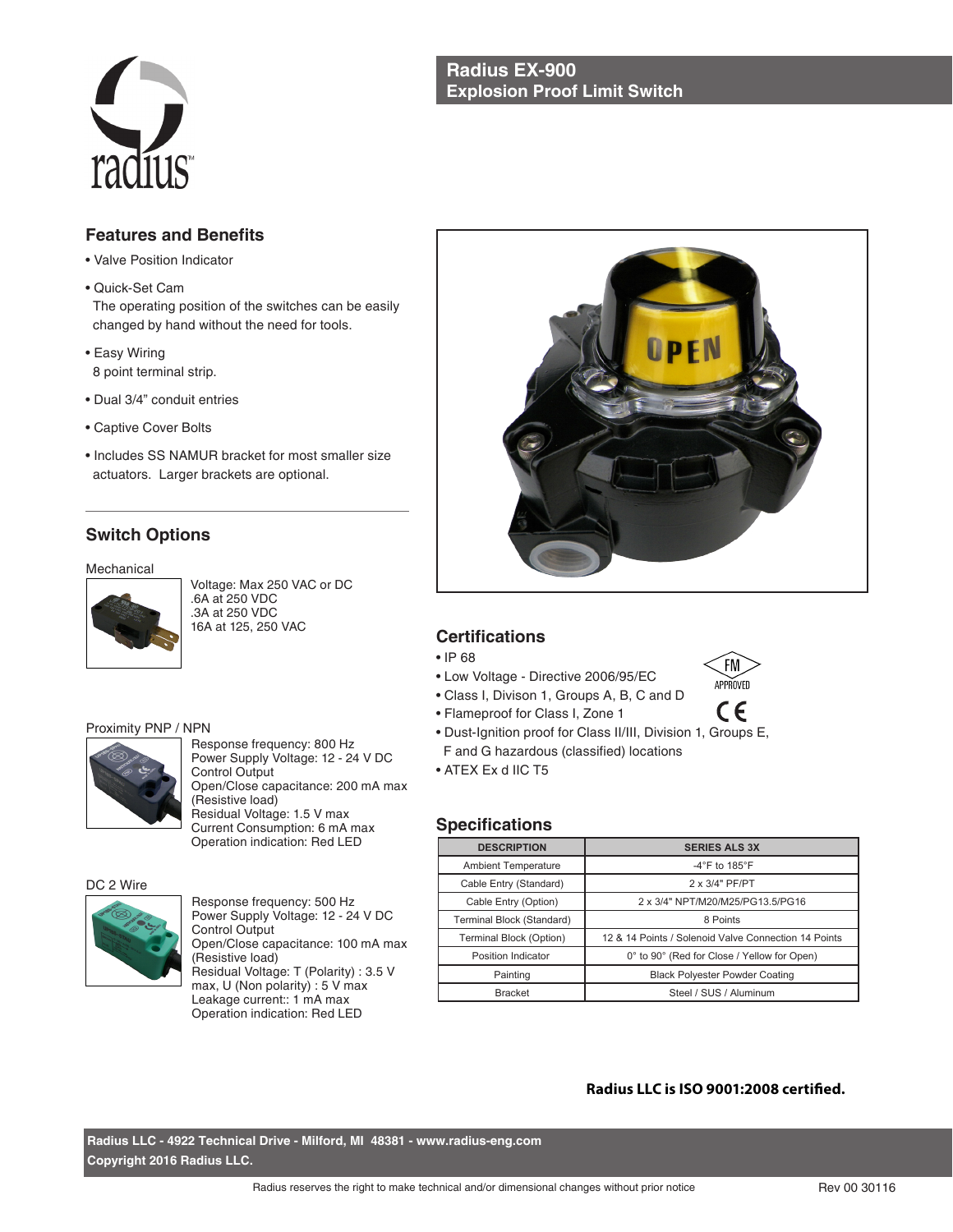# Radius EX-900
## Explosion Proof Limit Switch

## Features and Benefits

- Valve Position Indicator
- Quick-Set Cam
  The operating position of the switches can be easily changed by hand without the need for tools.
- Easy Wiring
  8 point terminal strip.
- Dual 3/4" conduit entries
- Captive Cover Bolts
- Includes SS NAMUR bracket for most smaller size actuators. Larger brackets are optional.

## Switch Options

### Mechanical

Voltage: Max 250 VAC or DC
.6A at 250 VDC
.3A at 250 VDC
16A at 125, 250 VAC

### Proximity PNP / NPN

Response frequency: 800 Hz
Power Supply Voltage: 12 - 24 V DC
Control Output
Open/Close capacitance: 200 mA max (Resistive load)
Residual Voltage: 1.5 V max
Current Consumption: 6 mA max
Operation indication: Red LED

### DC 2 Wire

Response frequency: 500 Hz
Power Supply Voltage: 12 - 24 V DC
Control Output
Open/Close capacitance: 100 mA max (Resistive load)
Residual Voltage: T (Polarity) : 3.5 V max, U (Non polarity) : 5 V max
Leakage current:: 1 mA max
Operation indication: Red LED

## Certifications

- IP 68
- Low Voltage - Directive 2006/95/EC
- Class I, Divison 1, Groups A, B, C and D
- Flameproof for Class I, Zone 1
- Dust-Ignition proof for Class II/III, Division 1, Groups E, F and G hazardous (classified) locations
- ATEX Ex d IIC T5

FM APPROVED

CE

## Specifications

| DESCRIPTION | SERIES ALS 3X |
|---|---|
| Ambient Temperature | -4°F to 185°F |
| Cable Entry (Standard) | 2 x 3/4" PF/PT |
| Cable Entry (Option) | 2 x 3/4" NPT/M20/M25/PG13.5/PG16 |
| Terminal Block (Standard) | 8 Points |
| Terminal Block (Option) | 12 & 14 Points / Solenoid Valve Connection 14 Points |
| Position Indicator | 0° to 90° (Red for Close / Yellow for Open) |
| Painting | Black Polyester Powder Coating |
| Bracket | Steel / SUS / Aluminum |

**Radius LLC is ISO 9001:2008 certified.**

**Radius LLC - 4922 Technical Drive - Milford, MI 48381 - www.radius-eng.com**
**Copyright 2016 Radius LLC.**

Radius reserves the right to make technical and/or dimensional changes without prior notice

Rev 00 30116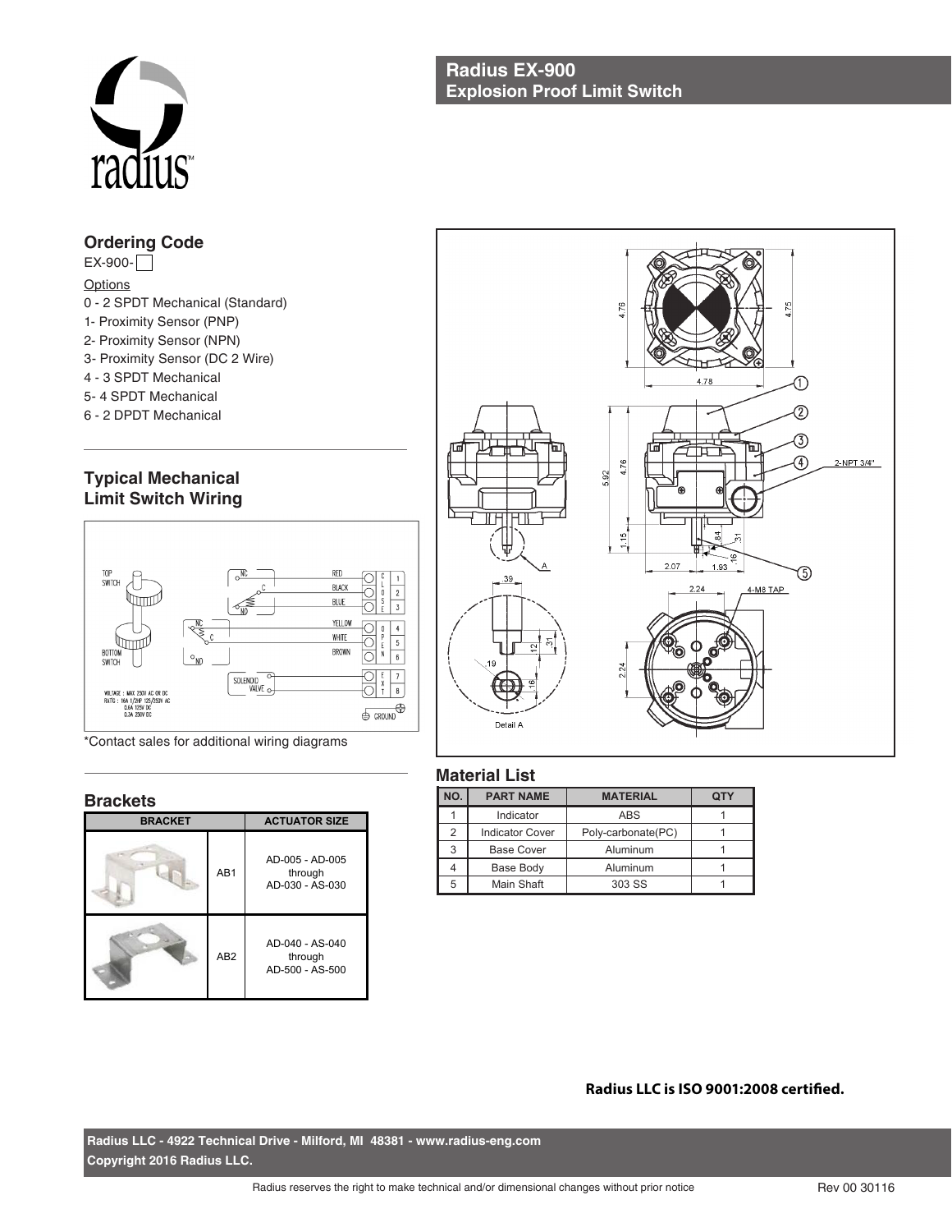# Radius EX-900
## Explosion Proof Limit Switch

### Ordering Code

EX-900-☐

Options

0 - 2 SPDT Mechanical (Standard)
1- Proximity Sensor (PNP)
2- Proximity Sensor (NPN)
3- Proximity Sensor (DC 2 Wire)
4 - 3 SPDT Mechanical
5- 4 SPDT Mechanical
6 - 2 DPDT Mechanical

### Typical Mechanical Limit Switch Wiring

TOP SWITCH
BOTTOM SWITCH
NC
C
NO
RED
BLACK
BLUE
YELLOW
WHITE
BROWN
CLOSE
OPEN
EXT
1
2
3
4
5
6
7
8
SOLENOID VALVE
GROUND
VOLTAGE : MAX 250V AC OR DC
RATG : 16A 1/2HP 125/250V AC
0.6A 125V DC
0.3A 250V DC

*Contact sales for additional wiring diagrams

### Brackets

| BRACKET | | ACTUATOR SIZE |
|---|---|---|
| | AB1 | AD-005 - AD-005 through AD-030 - AS-030 |
| | AB2 | AD-040 - AS-040 through AD-500 - AS-500 |

4.76
4.75
4.78
5.92
4.76
1.15
.84
.31
.16
2.07
1.93
2.24
4-M8 TAP
2.24
2-NPT 3/4"
.39
.12
.31
.19
.16
A
Detail A
1
2
3
4
5

### Material List

| NO. | PART NAME | MATERIAL | QTY |
|---|---|---|---|
| 1 | Indicator | ABS | 1 |
| 2 | Indicator Cover | Poly-carbonate(PC) | 1 |
| 3 | Base Cover | Aluminum | 1 |
| 4 | Base Body | Aluminum | 1 |
| 5 | Main Shaft | 303 SS | 1 |

**Radius LLC is ISO 9001:2008 certified.**

**Radius LLC - 4922 Technical Drive - Milford, MI 48381 - www.radius-eng.com**
**Copyright 2016 Radius LLC.**

Radius reserves the right to make technical and/or dimensional changes without prior notice

Rev 00 30116